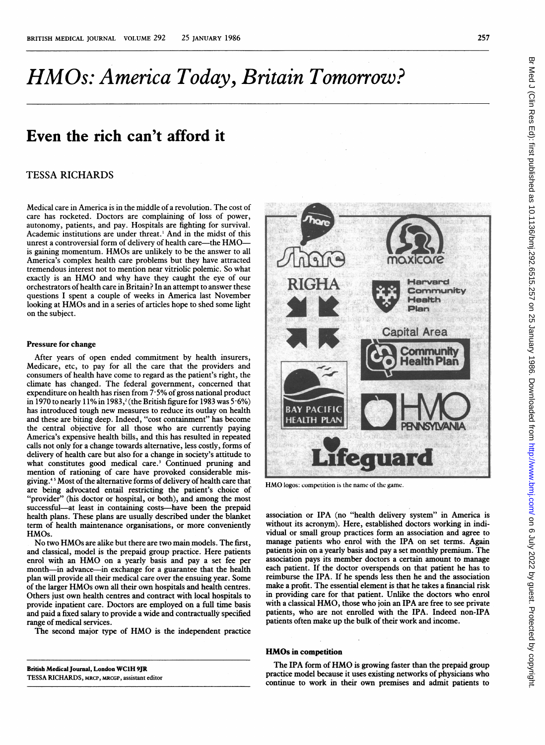# HMOs: America Today, Britain Tomorrow?

## Even the rich can't afford it

TESSA RICHARDS

Medical care in America is in the middle of a revolution. The cost of care has rocketed. Doctors are complaining of loss of power, autonomy, patients, and pay. Hospitals are fighting for survival. Academic institutions are under threat.[1] And in the midst of this unrest a controversial form of delivery of health care—the HMO—is gaining momentum. HMOs are unlikely to be the answer to all America's complex health care problems but they have attracted tremendous interest not to mention near vitriolic polemic. So what exactly is an HMO and why have they caught the eye of our orchestrators of health care in Britain? In an attempt to answer these questions I spent a couple of weeks in America last November looking at HMOs and in a series of articles hope to shed some light on the subject.

### Pressure for change

After years of open ended commitment by health insurers, Medicare, etc, to pay for all the care that the providers and consumers of health have come to regard as the patient's right, the climate has changed. The federal government, concerned that expenditure on health has risen from 7·5% of gross national product in 1970 to nearly 11% in 1983,[2] (the British figure for 1983 was 5·6%) has introduced tough new measures to reduce its outlay on health and these are biting deep. Indeed, "cost containment" has become the central objective for all those who are currently paying America's expensive health bills, and this has resulted in repeated calls not only for a change towards alternative, less costly, forms of delivery of health care but also for a change in society's attitude to what constitutes good medical care.[3] Continued pruning and mention of rationing of care have provoked considerable misgiving.[4,5] Most of the alternative forms of delivery of health care that are being advocated entail restricting the patient's choice of "provider" (his doctor or hospital, or both), and among the most successful—at least in containing costs—have been the prepaid health plans. These plans are usually described under the blanket term of health maintenance organisations, or more conveniently HMOs.

No two HMOs are alike but there are two main models. The first, and classical, model is the prepaid group practice. Here patients enrol with an HMO on a yearly basis and pay a set fee per month—in advance—in exchange for a guarantee that the health plan will provide all their medical care over the ensuing year. Some of the larger HMOs own all their own hospitals and health centres. Others just own health centres and contract with local hospitals to provide inpatient care. Doctors are employed on a full time basis and paid a fixed salary to provide a wide and contractually specified range of medical services.

The second major type of HMO is the independent practice association or IPA (no "health delivery system" in America is without its acronym). Here, established doctors working in individual or small group practices form an association and agree to manage patients who enrol with the IPA on set terms. Again patients join on a yearly basis and pay a set monthly premium. The association pays its member doctors a certain amount to manage each patient. If the doctor overspends on that patient he has to reimburse the IPA. If he spends less then he and the association make a profit. The essential element is that he takes a financial risk in providing care for that patient. Unlike the doctors who enrol with a classical HMO, those who join an IPA are free to see private patients, who are not enrolled with the IPA. Indeed non-IPA patients often make up the bulk of their work and income.

HMO logos: competition is the name of the game.

### HMOs in competition

The IPA form of HMO is growing faster than the prepaid group practice model because it uses existing networks of physicians who continue to work in their own premises and admit patients to

British Medical Journal, London WC1H 9JR
TESSA RICHARDS, MRCP, MRCGP, assistant editor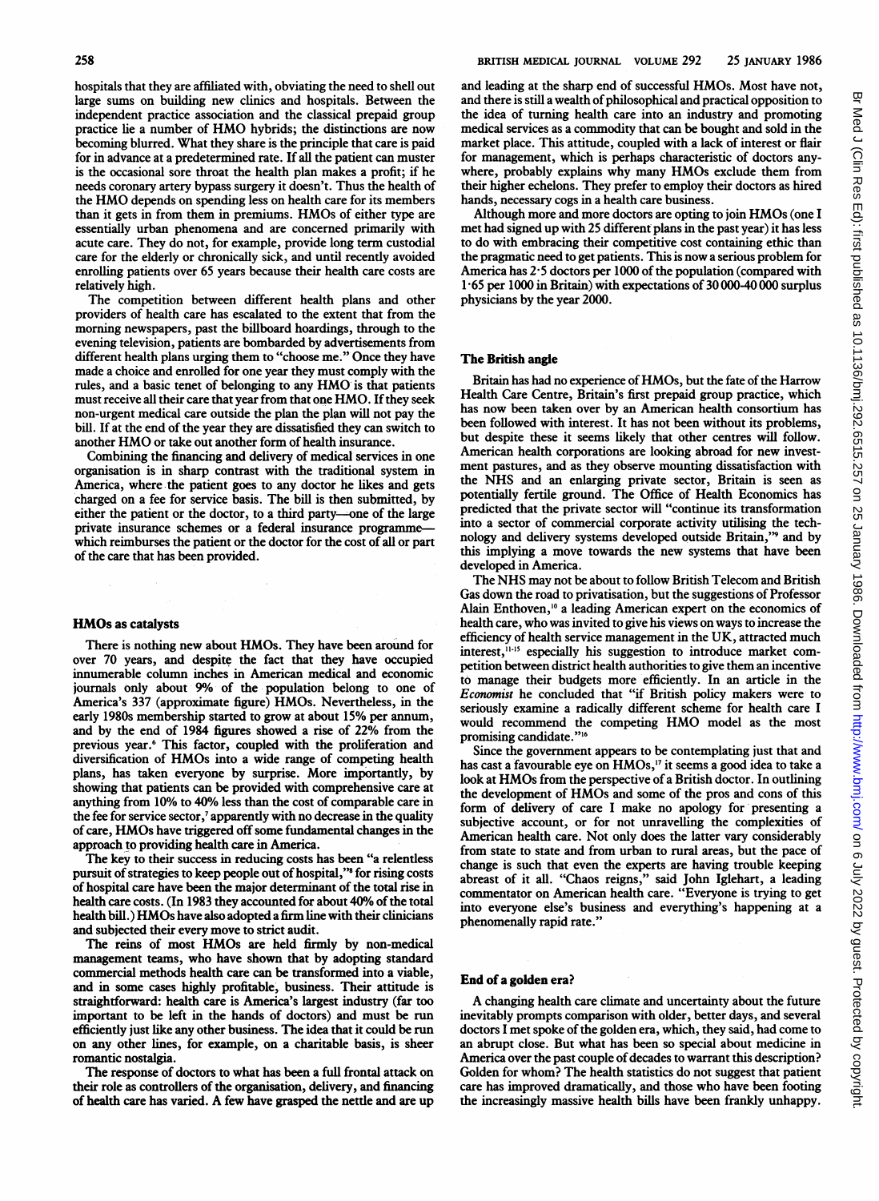hospitals that they are affiliated with, obviating the need to shell out large sums on building new clinics and hospitals. Between the independent practice association and the classical prepaid group practice lie a number of HMO hybrids; the distinctions are now becoming blurred. What they share is the principle that care is paid for in advance at a predetermined rate. If all the patient can muster is the occasional sore throat the health plan makes a profit; if he needs coronary artery bypass surgery it doesn't. Thus the health of the HMO depends on spending less on health care for its members than it gets in from them in premiums. HMOs of either type are essentially urban phenomena and are concerned primarily with acute care. They do not, for example, provide long term custodial care for the elderly or chronically sick, and until recently avoided enrolling patients over 65 years because their health care costs are relatively high.

The competition between different health plans and other providers of health care has escalated to the extent that from the morning newspapers, past the billboard hoardings, through to the evening television, patients are bombarded by advertisements from different health plans urging them to "choose me." Once they have made a choice and enrolled for one year they must comply with the rules, and a basic tenet of belonging to any HMO is that patients must receive all their care that year from that one HMO. If they seek non-urgent medical care outside the plan the plan will not pay the bill. If at the end of the year they are dissatisfied they can switch to another HMO or take out another form of health insurance.

Combining the financing and delivery of medical services in one organisation is in sharp contrast with the traditional system in America, where the patient goes to any doctor he likes and gets charged on a fee for service basis. The bill is then submitted, by either the patient or the doctor, to a third party—one of the large private insurance schemes or a federal insurance programme—which reimburses the patient or the doctor for the cost of all or part of the care that has been provided.

## HMOs as catalysts

There is nothing new about HMOs. They have been around for over 70 years, and despite the fact that they have occupied innumerable column inches in American medical and economic journals only about 9% of the population belong to one of America's 337 (approximate figure) HMOs. Nevertheless, in the early 1980s membership started to grow at about 15% per annum, and by the end of 1984 figures showed a rise of 22% from the previous year.[6] This factor, coupled with the proliferation and diversification of HMOs into a wide range of competing health plans, has taken everyone by surprise. More importantly, by showing that patients can be provided with comprehensive care at anything from 10% to 40% less than the cost of comparable care in the fee for service sector,[7] apparently with no decrease in the quality of care, HMOs have triggered off some fundamental changes in the approach to providing health care in America.

The key to their success in reducing costs has been "a relentless pursuit of strategies to keep people out of hospital,"[8] for rising costs of hospital care have been the major determinant of the total rise in health care costs. (In 1983 they accounted for about 40% of the total health bill.) HMOs have also adopted a firm line with their clinicians and subjected their every move to strict audit.

The reins of most HMOs are held firmly by non-medical management teams, who have shown that by adopting standard commercial methods health care can be transformed into a viable, and in some cases highly profitable, business. Their attitude is straightforward: health care is America's largest industry (far too important to be left in the hands of doctors) and must be run efficiently just like any other business. The idea that it could be run on any other lines, for example, on a charitable basis, is sheer romantic nostalgia.

The response of doctors to what has been a full frontal attack on their role as controllers of the organisation, delivery, and financing of health care has varied. A few have grasped the nettle and are up and leading at the sharp end of successful HMOs. Most have not, and there is still a wealth of philosophical and practical opposition to the idea of turning health care into an industry and promoting medical services as a commodity that can be bought and sold in the market place. This attitude, coupled with a lack of interest or flair for management, which is perhaps characteristic of doctors anywhere, probably explains why many HMOs exclude them from their higher echelons. They prefer to employ their doctors as hired hands, necessary cogs in a health care business.

Although more and more doctors are opting to join HMOs (one I met had signed up with 25 different plans in the past year) it has less to do with embracing their competitive cost containing ethic than the pragmatic need to get patients. This is now a serious problem for America has 2·5 doctors per 1000 of the population (compared with 1·65 per 1000 in Britain) with expectations of 30 000-40 000 surplus physicians by the year 2000.

## The British angle

Britain has had no experience of HMOs, but the fate of the Harrow Health Care Centre, Britain's first prepaid group practice, which has now been taken over by an American health consortium has been followed with interest. It has not been without its problems, but despite these it seems likely that other centres will follow. American health corporations are looking abroad for new investment pastures, and as they observe mounting dissatisfaction with the NHS and an enlarging private sector, Britain is seen as potentially fertile ground. The Office of Health Economics has predicted that the private sector will "continue its transformation into a sector of commercial corporate activity utilising the technology and delivery systems developed outside Britain,"[9] and by this implying a move towards the new systems that have been developed in America.

The NHS may not be about to follow British Telecom and British Gas down the road to privatisation, but the suggestions of Professor Alain Enthoven,[10] a leading American expert on the economics of health care, who was invited to give his views on ways to increase the efficiency of health service management in the UK, attracted much interest,[11-15] especially his suggestion to introduce market competition between district health authorities to give them an incentive to manage their budgets more efficiently. In an article in the *Economist* he concluded that "if British policy makers were to seriously examine a radically different scheme for health care I would recommend the competing HMO model as the most promising candidate."[16]

Since the government appears to be contemplating just that and has cast a favourable eye on HMOs,[17] it seems a good idea to take a look at HMOs from the perspective of a British doctor. In outlining the development of HMOs and some of the pros and cons of this form of delivery of care I make no apology for presenting a subjective account, or for not unravelling the complexities of American health care. Not only does the latter vary considerably from state to state and from urban to rural areas, but the pace of change is such that even the experts are having trouble keeping abreast of it all. "Chaos reigns," said John Iglehart, a leading commentator on American health care. "Everyone is trying to get into everyone else's business and everything's happening at a phenomenally rapid rate."

## End of a golden era?

A changing health care climate and uncertainty about the future inevitably prompts comparison with older, better days, and several doctors I met spoke of the golden era, which, they said, had come to an abrupt close. But what has been so special about medicine in America over the past couple of decades to warrant this description? Golden for whom? The health statistics do not suggest that patient care has improved dramatically, and those who have been footing the increasingly massive health bills have been frankly unhappy.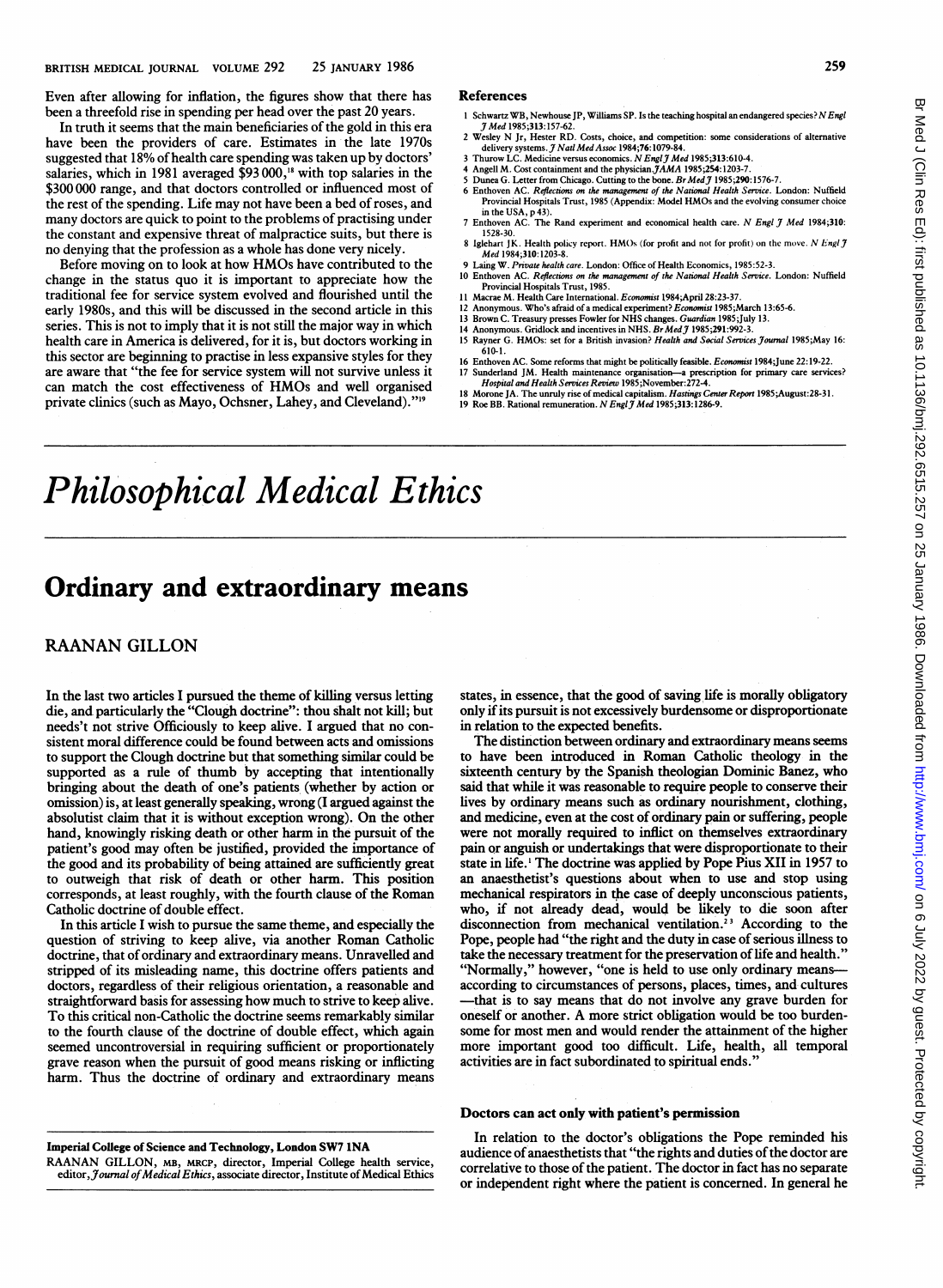Even after allowing for inflation, the figures show that there has been a threefold rise in spending per head over the past 20 years.

In truth it seems that the main beneficiaries of the gold in this era have been the providers of care. Estimates in the late 1970s suggested that 18% of health care spending was taken up by doctors' salaries, which in 1981 averaged $93 000,[18] with top salaries in the $300 000 range, and that doctors controlled or influenced most of the rest of the spending. Life may not have been a bed of roses, and many doctors are quick to point to the problems of practising under the constant and expensive threat of malpractice suits, but there is no denying that the profession as a whole has done very nicely.

Before moving on to look at how HMOs have contributed to the change in the status quo it is important to appreciate how the traditional fee for service system evolved and flourished until the early 1980s, and this will be discussed in the second article in this series. This is not to imply that it is not still the major way in which health care in America is delivered, for it is, but doctors working in this sector are beginning to practise in less expansive styles for they are aware that "the fee for service system will not survive unless it can match the cost effectiveness of HMOs and well organised private clinics (such as Mayo, Ochsner, Lahey, and Cleveland)."[19]

## References

1 Schwartz WB, Newhouse JP, Williams SP. Is the teaching hospital an endangered species? *N Engl J Med* 1985;313:157-62.
2 Wesley N Jr, Hester RD. Costs, choice, and competition: some considerations of alternative delivery systems. *J Natl Med Assoc* 1984;76:1079-84.
3 Thurow LC. Medicine versus economics. *N Engl J Med* 1985;313:610-4.
4 Angell M. Cost containment and the physician. *JAMA* 1985;254:1203-7.
5 Dunea G. Letter from Chicago. Cutting to the bone. *Br Med J* 1985;290:1576-7.
6 Enthoven AC. *Reflections on the management of the National Health Service*. London: Nuffield Provincial Hospitals Trust, 1985 (Appendix: Model HMOs and the evolving consumer choice in the USA, p 43).
7 Enthoven AC. The Rand experiment and economical health care. *N Engl J Med* 1984;310:1528-30.
8 Iglehart JK. Health policy report. HMOs (for profit and not for profit) on the move. *N Engl J Med* 1984;310:1203-8.
9 Laing W. *Private health care*. London: Office of Health Economics, 1985:52-3.
10 Enthoven AC. *Reflections on the management of the National Health Service*. London: Nuffield Provincial Hospitals Trust, 1985.
11 Macrae M. Health Care International. *Economist* 1984;April 28:23-37.
12 Anonymous. Who's afraid of a medical experiment? *Economist* 1985;March 13:65-6.
13 Brown C. Treasury presses Fowler for NHS changes. *Guardian* 1985;July 13.
14 Anonymous. Gridlock and incentives in NHS. *Br Med J* 1985;291:992-3.
15 Rayner G. HMOs: set for a British invasion? *Health and Social Services Journal* 1985;May 16:610-1.
16 Enthoven AC. Some reforms that might be politically feasible. *Economist* 1984;June 22:19-22.
17 Sunderland JM. Health maintenance organisation—a prescription for primary care services? *Hospital and Health Services Review* 1985;November:272-4.
18 Morone JA. The unruly rise of medical capitalism. *Hastings Center Report* 1985;August:28-31.
19 Roe BB. Rational remuneration. *N Engl J Med* 1985;313:1286-9.

# *Philosophical Medical Ethics*

## Ordinary and extraordinary means

RAANAN GILLON

In the last two articles I pursued the theme of killing versus letting die, and particularly the "Clough doctrine": thou shalt not kill; but needst not strive Officiously to keep alive. I argued that no consistent moral difference could be found between acts and omissions to support the Clough doctrine but that something similar could be supported as a rule of thumb by accepting that intentionally bringing about the death of one's patients (whether by action or omission) is, at least generally speaking, wrong (I argued against the absolutist claim that it is without exception wrong). On the other hand, knowingly risking death or other harm in the pursuit of the patient's good may often be justified, provided the importance of the good and its probability of being attained are sufficiently great to outweigh that risk of death or other harm. This position corresponds, at least roughly, with the fourth clause of the Roman Catholic doctrine of double effect.

In this article I wish to pursue the same theme, and especially the question of striving to keep alive, via another Roman Catholic doctrine, that of ordinary and extraordinary means. Unravelled and stripped of its misleading name, this doctrine offers patients and doctors, regardless of their religious orientation, a reasonable and straightforward basis for assessing how much to strive to keep alive. To this critical non-Catholic the doctrine seems remarkably similar to the fourth clause of the doctrine of double effect, which again seemed uncontroversial in requiring sufficient or proportionately grave reason when the pursuit of good means risking or inflicting harm. Thus the doctrine of ordinary and extraordinary means states, in essence, that the good of saving life is morally obligatory only if its pursuit is not excessively burdensome or disproportionate in relation to the expected benefits.

The distinction between ordinary and extraordinary means seems to have been introduced in Roman Catholic theology in the sixteenth century by the Spanish theologian Dominic Banez, who said that while it was reasonable to require people to conserve their lives by ordinary means such as ordinary nourishment, clothing, and medicine, even at the cost of ordinary pain or suffering, people were not morally required to inflict on themselves extraordinary pain or anguish or undertakings that were disproportionate to their state in life.[1] The doctrine was applied by Pope Pius XII in 1957 to an anaesthetist's questions about when to use and stop using mechanical respirators in the case of deeply unconscious patients, who, if not already dead, would be likely to die soon after disconnection from mechanical ventilation.[2,3] According to the Pope, people had "the right and the duty in case of serious illness to take the necessary treatment for the preservation of life and health." "Normally," however, "one is held to use only ordinary means—according to circumstances of persons, places, times, and cultures—that is to say means that do not involve any grave burden for oneself or another. A more strict obligation would be too burdensome for most men and would render the attainment of the higher more important good too difficult. Life, health, all temporal activities are in fact subordinated to spiritual ends."

### Doctors can act only with patient's permission

In relation to the doctor's obligations the Pope reminded his audience of anaesthetists that "the rights and duties of the doctor are correlative to those of the patient. The doctor in fact has no separate or independent right where the patient is concerned. In general he

Imperial College of Science and Technology, London SW7 1NA

RAANAN GILLON, MB, MRCP, director, Imperial College health service, editor, *Journal of Medical Ethics*, associate director, Institute of Medical Ethics